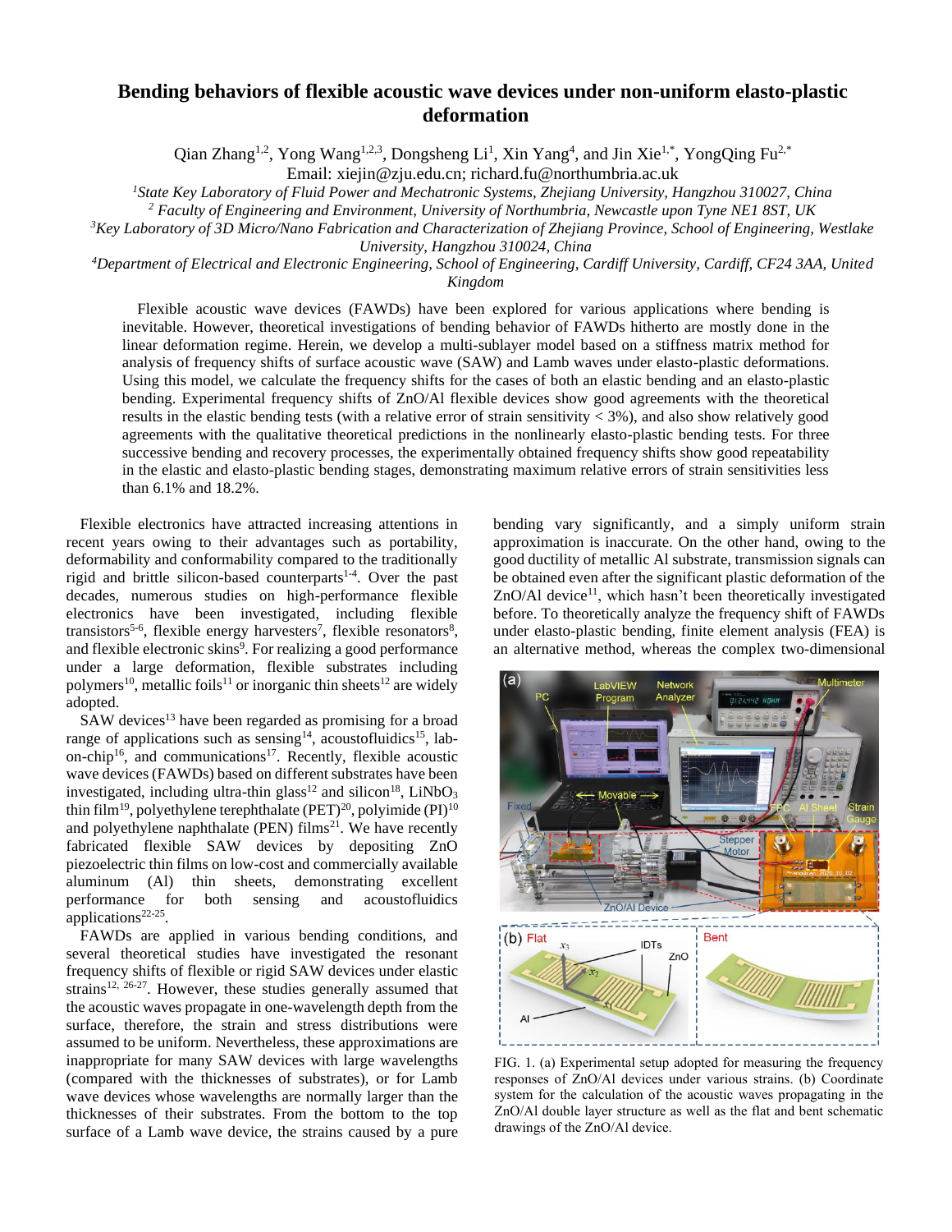# Bending behaviors of flexible acoustic wave devices under non-uniform elasto-plastic deformation

Qian Zhang[1,2], Yong Wang[1,2,3], Dongsheng Li[1], Xin Yang[4], and Jin Xie[1,*], YongQing Fu[2,*]

Email: xiejin@zju.edu.cn; richard.fu@northumbria.ac.uk

[1]*State Key Laboratory of Fluid Power and Mechatronic Systems, Zhejiang University, Hangzhou 310027, China*

[2] *Faculty of Engineering and Environment, University of Northumbria, Newcastle upon Tyne NE1 8ST, UK*

[3]*Key Laboratory of 3D Micro/Nano Fabrication and Characterization of Zhejiang Province, School of Engineering, Westlake University, Hangzhou 310024, China*

[4]*Department of Electrical and Electronic Engineering, School of Engineering, Cardiff University, Cardiff, CF24 3AA, United Kingdom*

Flexible acoustic wave devices (FAWDs) have been explored for various applications where bending is inevitable. However, theoretical investigations of bending behavior of FAWDs hitherto are mostly done in the linear deformation regime. Herein, we develop a multi-sublayer model based on a stiffness matrix method for analysis of frequency shifts of surface acoustic wave (SAW) and Lamb waves under elasto-plastic deformations. Using this model, we calculate the frequency shifts for the cases of both an elastic bending and an elasto-plastic bending. Experimental frequency shifts of ZnO/Al flexible devices show good agreements with the theoretical results in the elastic bending tests (with a relative error of strain sensitivity < 3%), and also show relatively good agreements with the qualitative theoretical predictions in the nonlinearly elasto-plastic bending tests. For three successive bending and recovery processes, the experimentally obtained frequency shifts show good repeatability in the elastic and elasto-plastic bending stages, demonstrating maximum relative errors of strain sensitivities less than 6.1% and 18.2%.

Flexible electronics have attracted increasing attentions in recent years owing to their advantages such as portability, deformability and conformability compared to the traditionally rigid and brittle silicon-based counterparts[1-4]. Over the past decades, numerous studies on high-performance flexible electronics have been investigated, including flexible transistors[5-6], flexible energy harvesters[7], flexible resonators[8], and flexible electronic skins[9]. For realizing a good performance under a large deformation, flexible substrates including polymers[10], metallic foils[11] or inorganic thin sheets[12] are widely adopted.

SAW devices[13] have been regarded as promising for a broad range of applications such as sensing[14], acoustofluidics[15], lab-on-chip[16], and communications[17]. Recently, flexible acoustic wave devices (FAWDs) based on different substrates have been investigated, including ultra-thin glass[12] and silicon[18], $LiNbO_3$ thin film[19], polyethylene terephthalate (PET)[20], polyimide (PI)[10] and polyethylene naphthalate (PEN) films[21]. We have recently fabricated flexible SAW devices by depositing ZnO piezoelectric thin films on low-cost and commercially available aluminum (Al) thin sheets, demonstrating excellent performance for both sensing and acoustofluidics applications[22-25].

FAWDs are applied in various bending conditions, and several theoretical studies have investigated the resonant frequency shifts of flexible or rigid SAW devices under elastic strains[12, 26-27]. However, these studies generally assumed that the acoustic waves propagate in one-wavelength depth from the surface, therefore, the strain and stress distributions were assumed to be uniform. Nevertheless, these approximations are inappropriate for many SAW devices with large wavelengths (compared with the thicknesses of substrates), or for Lamb wave devices whose wavelengths are normally larger than the thicknesses of their substrates. From the bottom to the top surface of a Lamb wave device, the strains caused by a pure bending vary significantly, and a simply uniform strain approximation is inaccurate. On the other hand, owing to the good ductility of metallic Al substrate, transmission signals can be obtained even after the significant plastic deformation of the ZnO/Al device[11], which hasn't been theoretically investigated before. To theoretically analyze the frequency shift of FAWDs under elasto-plastic bending, finite element analysis (FEA) is an alternative method, whereas the complex two-dimensional

FIG. 1. (a) Experimental setup adopted for measuring the frequency responses of ZnO/Al devices under various strains. (b) Coordinate system for the calculation of the acoustic waves propagating in the ZnO/Al double layer structure as well as the flat and bent schematic drawings of the ZnO/Al device.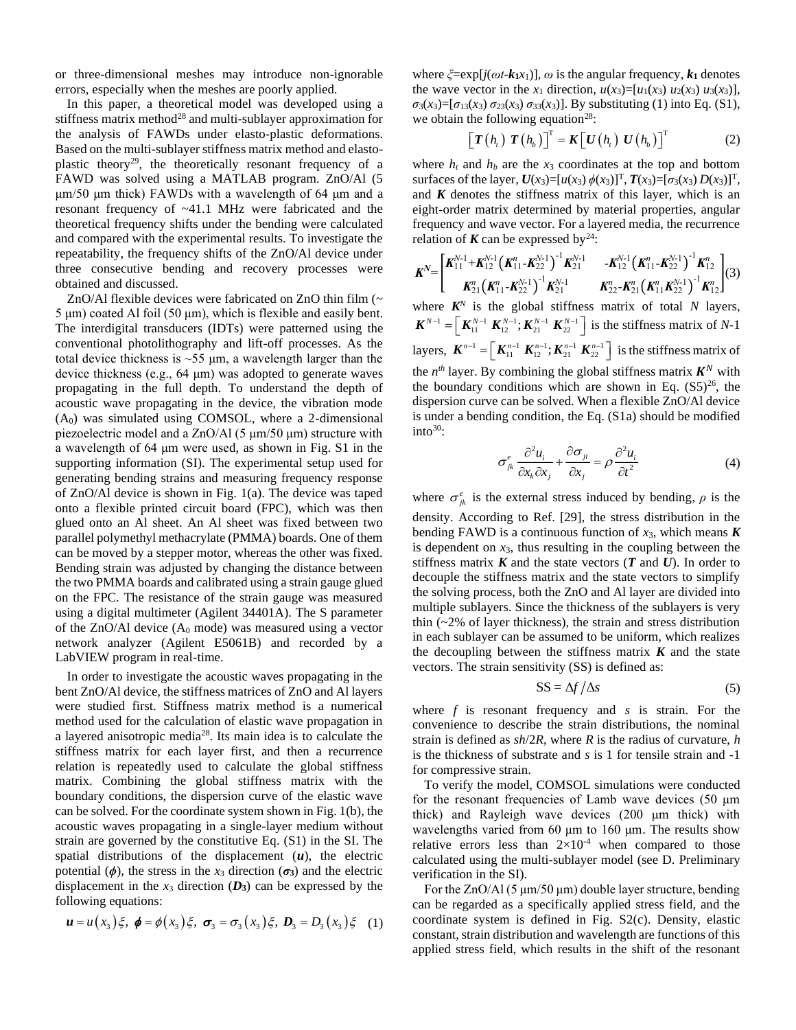or three-dimensional meshes may introduce non-ignorable errors, especially when the meshes are poorly applied.

In this paper, a theoretical model was developed using a stiffness matrix method[28] and multi-sublayer approximation for the analysis of FAWDs under elasto-plastic deformations. Based on the multi-sublayer stiffness matrix method and elasto-plastic theory[29], the theoretically resonant frequency of a FAWD was solved using a MATLAB program. ZnO/Al (5 μm/50 μm thick) FAWDs with a wavelength of 64 μm and a resonant frequency of ~41.1 MHz were fabricated and the theoretical frequency shifts under the bending were calculated and compared with the experimental results. To investigate the repeatability, the frequency shifts of the ZnO/Al device under three consecutive bending and recovery processes were obtained and discussed.

ZnO/Al flexible devices were fabricated on ZnO thin film (~ 5 μm) coated Al foil (50 μm), which is flexible and easily bent. The interdigital transducers (IDTs) were patterned using the conventional photolithography and lift-off processes. As the total device thickness is ~55 μm, a wavelength larger than the device thickness (e.g., 64 μm) was adopted to generate waves propagating in the full depth. To understand the depth of acoustic wave propagating in the device, the vibration mode ($A_0$) was simulated using COMSOL, where a 2-dimensional piezoelectric model and a ZnO/Al (5 μm/50 μm) structure with a wavelength of 64 μm were used, as shown in Fig. S1 in the supporting information (SI). The experimental setup used for generating bending strains and measuring frequency response of ZnO/Al device is shown in Fig. 1(a). The device was taped onto a flexible printed circuit board (FPC), which was then glued onto an Al sheet. An Al sheet was fixed between two parallel polymethyl methacrylate (PMMA) boards. One of them can be moved by a stepper motor, whereas the other was fixed. Bending strain was adjusted by changing the distance between the two PMMA boards and calibrated using a strain gauge glued on the FPC. The resistance of the strain gauge was measured using a digital multimeter (Agilent 34401A). The S parameter of the ZnO/Al device ($A_0$ mode) was measured using a vector network analyzer (Agilent E5061B) and recorded by a LabVIEW program in real-time.

In order to investigate the acoustic waves propagating in the bent ZnO/Al device, the stiffness matrices of ZnO and Al layers were studied first. Stiffness matrix method is a numerical method used for the calculation of elastic wave propagation in a layered anisotropic media[28]. Its main idea is to calculate the stiffness matrix for each layer first, and then a recurrence relation is repeatedly used to calculate the global stiffness matrix. Combining the global stiffness matrix with the boundary conditions, the dispersion curve of the elastic wave can be solved. For the coordinate system shown in Fig. 1(b), the acoustic waves propagating in a single-layer medium without strain are governed by the constitutive Eq. (S1) in the SI. The spatial distributions of the displacement ($\boldsymbol{u}$), the electric potential ($\boldsymbol{\phi}$), the stress in the $x_3$ direction ($\boldsymbol{\sigma_3}$) and the electric displacement in the $x_3$ direction ($\boldsymbol{D_3}$) can be expressed by the following equations:

$$\boldsymbol{u} = u(x_3)\xi,\ \boldsymbol{\phi} = \phi(x_3)\xi,\ \boldsymbol{\sigma}_3 = \sigma_3(x_3)\xi,\ \boldsymbol{D}_3 = D_3(x_3)\xi \quad (1)$$

where $\xi=\exp[j(\omega t-\boldsymbol{k}_1 x_1)]$, $\omega$ is the angular frequency, $\boldsymbol{k}_1$ denotes the wave vector in the $x_1$ direction, $u(x_3)=[u_1(x_3)\ u_2(x_3)\ u_3(x_3)]$, $\sigma_3(x_3)=[\sigma_{13}(x_3)\ \sigma_{23}(x_3)\ \sigma_{33}(x_3)]$. By substituting (1) into Eq. (S1), we obtain the following equation[28]:

$$\left[\boldsymbol{T}(h_t)\ \boldsymbol{T}(h_b)\right]^{\mathrm{T}} = \boldsymbol{K}\left[\boldsymbol{U}(h_t)\ \boldsymbol{U}(h_b)\right]^{\mathrm{T}} \quad (2)$$

where $h_t$ and $h_b$ are the $x_3$ coordinates at the top and bottom surfaces of the layer, $\boldsymbol{U}(x_3)=[u(x_3)\ \phi(x_3)]^{\mathrm{T}}$, $\boldsymbol{T}(x_3)=[\sigma_3(x_3)\ D(x_3)]^{\mathrm{T}}$, and $\boldsymbol{K}$ denotes the stiffness matrix of this layer, which is an eight-order matrix determined by material properties, angular frequency and wave vector. For a layered media, the recurrence relation of $\boldsymbol{K}$ can be expressed by[24]:

$$\boldsymbol{K}^N=\begin{bmatrix}\boldsymbol{K}_{11}^{N-1}+\boldsymbol{K}_{12}^{N-1}\left(\boldsymbol{K}_{11}^{n}-\boldsymbol{K}_{22}^{N-1}\right)^{-1}\boldsymbol{K}_{21}^{N-1} & -\boldsymbol{K}_{12}^{N-1}\left(\boldsymbol{K}_{11}^{n}-\boldsymbol{K}_{22}^{N-1}\right)^{-1}\boldsymbol{K}_{12}^{n}\\ \boldsymbol{K}_{21}^{n}\left(\boldsymbol{K}_{11}^{n}-\boldsymbol{K}_{22}^{N-1}\right)^{-1}\boldsymbol{K}_{21}^{N-1} & \boldsymbol{K}_{22}^{n}-\boldsymbol{K}_{21}^{n}\left(\boldsymbol{K}_{11}^{n}-\boldsymbol{K}_{22}^{N-1}\right)^{-1}\boldsymbol{K}_{12}^{n}\end{bmatrix} \quad (3)$$

where $\boldsymbol{K}^N$ is the global stiffness matrix of total $N$ layers, $\boldsymbol{K}^{N-1}=\left[\boldsymbol{K}_{11}^{N-1}\ \boldsymbol{K}_{12}^{N-1};\boldsymbol{K}_{21}^{N-1}\ \boldsymbol{K}_{22}^{N-1}\right]$ is the stiffness matrix of $N$-1 layers, $\boldsymbol{K}^{n-1}=\left[\boldsymbol{K}_{11}^{n-1}\ \boldsymbol{K}_{12}^{n-1};\boldsymbol{K}_{21}^{n-1}\ \boldsymbol{K}_{22}^{n-1}\right]$ is the stiffness matrix of the $n^{th}$ layer. By combining the global stiffness matrix $\boldsymbol{K}^N$ with the boundary conditions which are shown in Eq. (S5)[26], the dispersion curve can be solved. When a flexible ZnO/Al device is under a bending condition, the Eq. (S1a) should be modified into[30]:

$$\sigma_{jk}^{e}\frac{\partial^2 u_i}{\partial x_k \partial x_j}+\frac{\partial \sigma_{ji}}{\partial x_j}=\rho\frac{\partial^2 u_i}{\partial t^2} \quad (4)$$

where $\sigma_{jk}^{e}$ is the external stress induced by bending, $\rho$ is the density. According to Ref. [29], the stress distribution in the bending FAWD is a continuous function of $x_3$, which means $\boldsymbol{K}$ is dependent on $x_3$, thus resulting in the coupling between the stiffness matrix $\boldsymbol{K}$ and the state vectors ($\boldsymbol{T}$ and $\boldsymbol{U}$). In order to decouple the stiffness matrix and the state vectors to simplify the solving process, both the ZnO and Al layer are divided into multiple sublayers. Since the thickness of the sublayers is very thin (~2% of layer thickness), the strain and stress distribution in each sublayer can be assumed to be uniform, which realizes the decoupling between the stiffness matrix $\boldsymbol{K}$ and the state vectors. The strain sensitivity (SS) is defined as:

$$\mathrm{SS} = \Delta f/\Delta s \quad (5)$$

where $f$ is resonant frequency and $s$ is strain. For the convenience to describe the strain distributions, the nominal strain is defined as $sh/2R$, where $R$ is the radius of curvature, $h$ is the thickness of substrate and $s$ is 1 for tensile strain and -1 for compressive strain.

To verify the model, COMSOL simulations were conducted for the resonant frequencies of Lamb wave devices (50 μm thick) and Rayleigh wave devices (200 μm thick) with wavelengths varied from 60 μm to 160 μm. The results show relative errors less than $2\times10^{-4}$ when compared to those calculated using the multi-sublayer model (see D. Preliminary verification in the SI).

For the ZnO/Al (5 μm/50 μm) double layer structure, bending can be regarded as a specifically applied stress field, and the coordinate system is defined in Fig. S2(c). Density, elastic constant, strain distribution and wavelength are functions of this applied stress field, which results in the shift of the resonant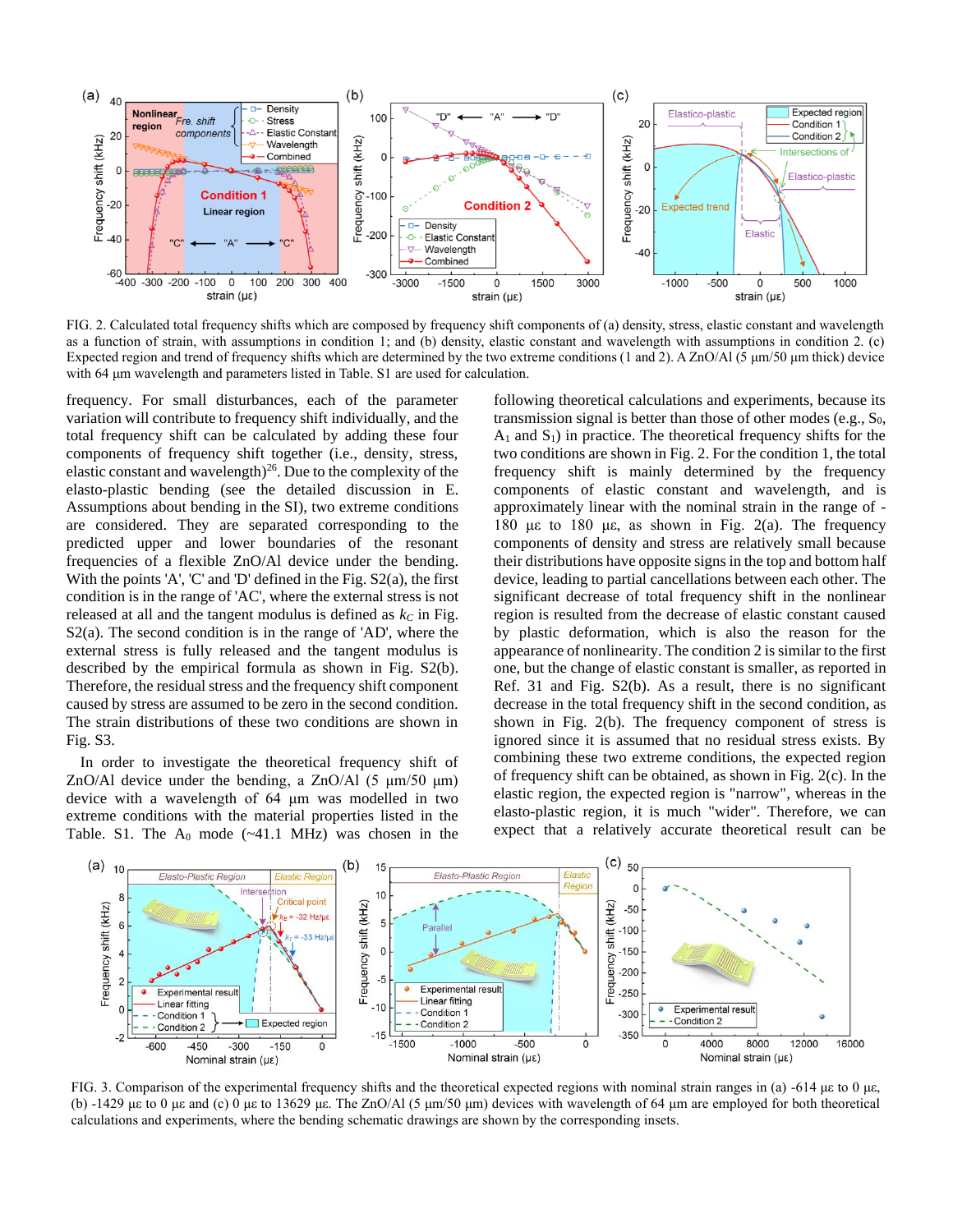FIG. 2. Calculated total frequency shifts which are composed by frequency shift components of (a) density, stress, elastic constant and wavelength as a function of strain, with assumptions in condition 1; and (b) density, elastic constant and wavelength with assumptions in condition 2. (c) Expected region and trend of frequency shifts which are determined by the two extreme conditions (1 and 2). A ZnO/Al (5 μm/50 μm thick) device with 64 μm wavelength and parameters listed in Table. S1 are used for calculation.

frequency. For small disturbances, each of the parameter variation will contribute to frequency shift individually, and the total frequency shift can be calculated by adding these four components of frequency shift together (i.e., density, stress, elastic constant and wavelength)[26]. Due to the complexity of the elasto-plastic bending (see the detailed discussion in E. Assumptions about bending in the SI), two extreme conditions are considered. They are separated corresponding to the predicted upper and lower boundaries of the resonant frequencies of a flexible ZnO/Al device under the bending. With the points 'A', 'C' and 'D' defined in the Fig. S2(a), the first condition is in the range of 'AC', where the external stress is not released at all and the tangent modulus is defined as $k_C$ in Fig. S2(a). The second condition is in the range of 'AD', where the external stress is fully released and the tangent modulus is described by the empirical formula as shown in Fig. S2(b). Therefore, the residual stress and the frequency shift component caused by stress are assumed to be zero in the second condition. The strain distributions of these two conditions are shown in Fig. S3.

In order to investigate the theoretical frequency shift of ZnO/Al device under the bending, a ZnO/Al (5 μm/50 μm) device with a wavelength of 64 μm was modelled in two extreme conditions with the material properties listed in the Table. S1. The $A_0$ mode (~41.1 MHz) was chosen in the following theoretical calculations and experiments, because its transmission signal is better than those of other modes (e.g., $S_0$, $A_1$ and $S_1$) in practice. The theoretical frequency shifts for the two conditions are shown in Fig. 2. For the condition 1, the total frequency shift is mainly determined by the frequency components of elastic constant and wavelength, and is approximately linear with the nominal strain in the range of -180 με to 180 με, as shown in Fig. 2(a). The frequency components of density and stress are relatively small because their distributions have opposite signs in the top and bottom half device, leading to partial cancellations between each other. The significant decrease of total frequency shift in the nonlinear region is resulted from the decrease of elastic constant caused by plastic deformation, which is also the reason for the appearance of nonlinearity. The condition 2 is similar to the first one, but the change of elastic constant is smaller, as reported in Ref. 31 and Fig. S2(b). As a result, there is no significant decrease in the total frequency shift in the second condition, as shown in Fig. 2(b). The frequency component of stress is ignored since it is assumed that no residual stress exists. By combining these two extreme conditions, the expected region of frequency shift can be obtained, as shown in Fig. 2(c). In the elastic region, the expected region is "narrow", whereas in the elasto-plastic region, it is much "wider". Therefore, we can expect that a relatively accurate theoretical result can be

FIG. 3. Comparison of the experimental frequency shifts and the theoretical expected regions with nominal strain ranges in (a) -614 με to 0 με, (b) -1429 με to 0 με and (c) 0 με to 13629 με. The ZnO/Al (5 μm/50 μm) devices with wavelength of 64 μm are employed for both theoretical calculations and experiments, where the bending schematic drawings are shown by the corresponding insets.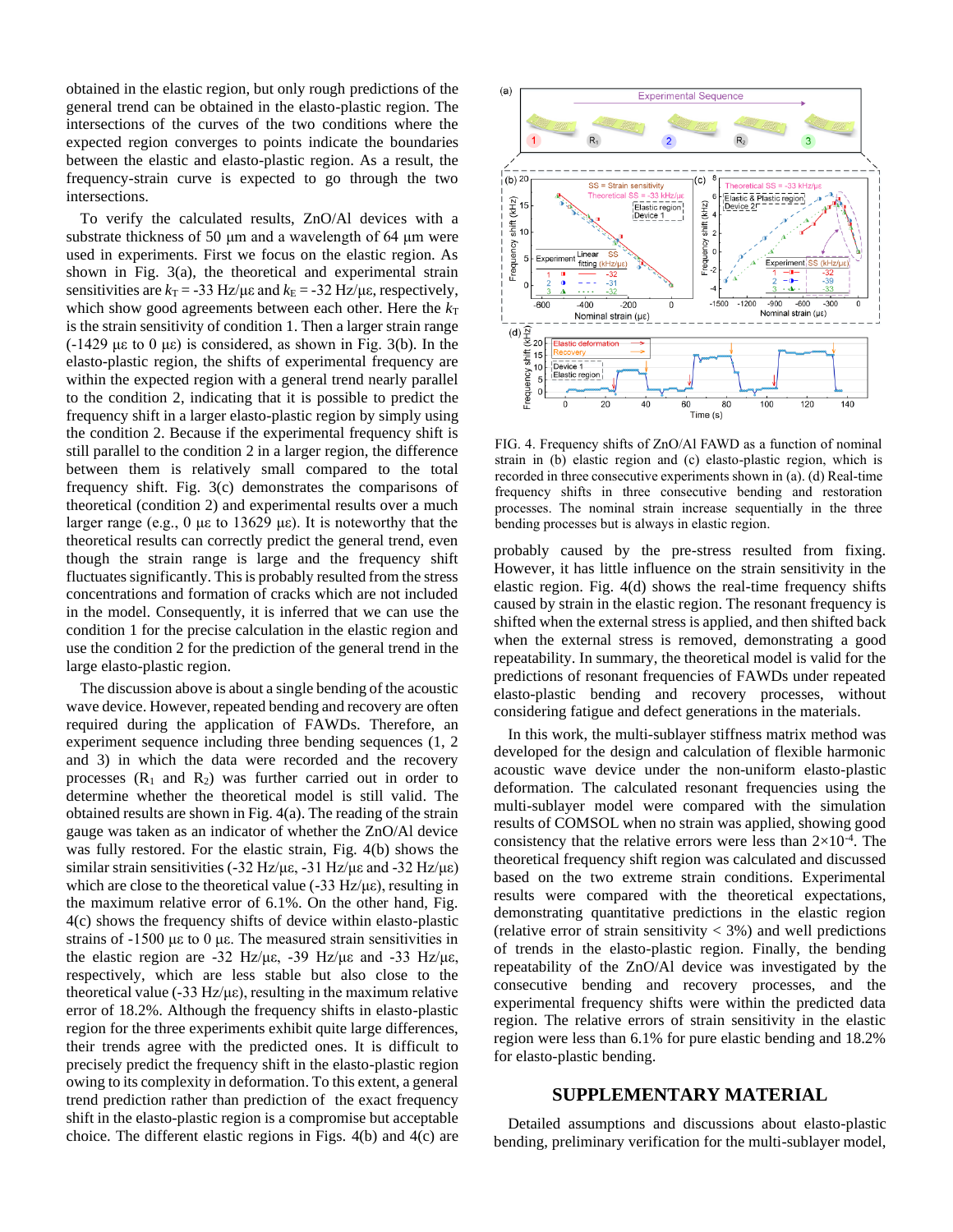obtained in the elastic region, but only rough predictions of the general trend can be obtained in the elasto-plastic region. The intersections of the curves of the two conditions where the expected region converges to points indicate the boundaries between the elastic and elasto-plastic region. As a result, the frequency-strain curve is expected to go through the two intersections.

To verify the calculated results, ZnO/Al devices with a substrate thickness of 50 μm and a wavelength of 64 μm were used in experiments. First we focus on the elastic region. As shown in Fig. 3(a), the theoretical and experimental strain sensitivities are $k_T$ = -33 Hz/με and $k_E$ = -32 Hz/με, respectively, which show good agreements between each other. Here the $k_T$ is the strain sensitivity of condition 1. Then a larger strain range (-1429 με to 0 με) is considered, as shown in Fig. 3(b). In the elasto-plastic region, the shifts of experimental frequency are within the expected region with a general trend nearly parallel to the condition 2, indicating that it is possible to predict the frequency shift in a larger elasto-plastic region by simply using the condition 2. Because if the experimental frequency shift is still parallel to the condition 2 in a larger region, the difference between them is relatively small compared to the total frequency shift. Fig. 3(c) demonstrates the comparisons of theoretical (condition 2) and experimental results over a much larger range (e.g., 0 με to 13629 με). It is noteworthy that the theoretical results can correctly predict the general trend, even though the strain range is large and the frequency shift fluctuates significantly. This is probably resulted from the stress concentrations and formation of cracks which are not included in the model. Consequently, it is inferred that we can use the condition 1 for the precise calculation in the elastic region and use the condition 2 for the prediction of the general trend in the large elasto-plastic region.

The discussion above is about a single bending of the acoustic wave device. However, repeated bending and recovery are often required during the application of FAWDs. Therefore, an experiment sequence including three bending sequences (1, 2 and 3) in which the data were recorded and the recovery processes ($R_1$ and $R_2$) was further carried out in order to determine whether the theoretical model is still valid. The obtained results are shown in Fig. 4(a). The reading of the strain gauge was taken as an indicator of whether the ZnO/Al device was fully restored. For the elastic strain, Fig. 4(b) shows the similar strain sensitivities (-32 Hz/με, -31 Hz/με and -32 Hz/με) which are close to the theoretical value (-33 Hz/με), resulting in the maximum relative error of 6.1%. On the other hand, Fig. 4(c) shows the frequency shifts of device within elasto-plastic strains of -1500 με to 0 με. The measured strain sensitivities in the elastic region are -32 Hz/με, -39 Hz/με and -33 Hz/με, respectively, which are less stable but also close to the theoretical value (-33 Hz/με), resulting in the maximum relative error of 18.2%. Although the frequency shifts in elasto-plastic region for the three experiments exhibit quite large differences, their trends agree with the predicted ones. It is difficult to precisely predict the frequency shift in the elasto-plastic region owing to its complexity in deformation. To this extent, a general trend prediction rather than prediction of the exact frequency shift in the elasto-plastic region is a compromise but acceptable choice. The different elastic regions in Figs. 4(b) and 4(c) are probably caused by the pre-stress resulted from fixing. However, it has little influence on the strain sensitivity in the elastic region. Fig. 4(d) shows the real-time frequency shifts caused by strain in the elastic region. The resonant frequency is shifted when the external stress is applied, and then shifted back when the external stress is removed, demonstrating a good repeatability. In summary, the theoretical model is valid for the predictions of resonant frequencies of FAWDs under repeated elasto-plastic bending and recovery processes, without considering fatigue and defect generations in the materials.

FIG. 4. Frequency shifts of ZnO/Al FAWD as a function of nominal strain in (b) elastic region and (c) elasto-plastic region, which is recorded in three consecutive experiments shown in (a). (d) Real-time frequency shifts in three consecutive bending and restoration processes. The nominal strain increase sequentially in the three bending processes but is always in elastic region.

In this work, the multi-sublayer stiffness matrix method was developed for the design and calculation of flexible harmonic acoustic wave device under the non-uniform elasto-plastic deformation. The calculated resonant frequencies using the multi-sublayer model were compared with the simulation results of COMSOL when no strain was applied, showing good consistency that the relative errors were less than $2\times10^{-4}$. The theoretical frequency shift region was calculated and discussed based on the two extreme strain conditions. Experimental results were compared with the theoretical expectations, demonstrating quantitative predictions in the elastic region (relative error of strain sensitivity < 3%) and well predictions of trends in the elasto-plastic region. Finally, the bending repeatability of the ZnO/Al device was investigated by the consecutive bending and recovery processes, and the experimental frequency shifts were within the predicted data region. The relative errors of strain sensitivity in the elastic region were less than 6.1% for pure elastic bending and 18.2% for elasto-plastic bending.

## SUPPLEMENTARY MATERIAL

Detailed assumptions and discussions about elasto-plastic bending, preliminary verification for the multi-sublayer model,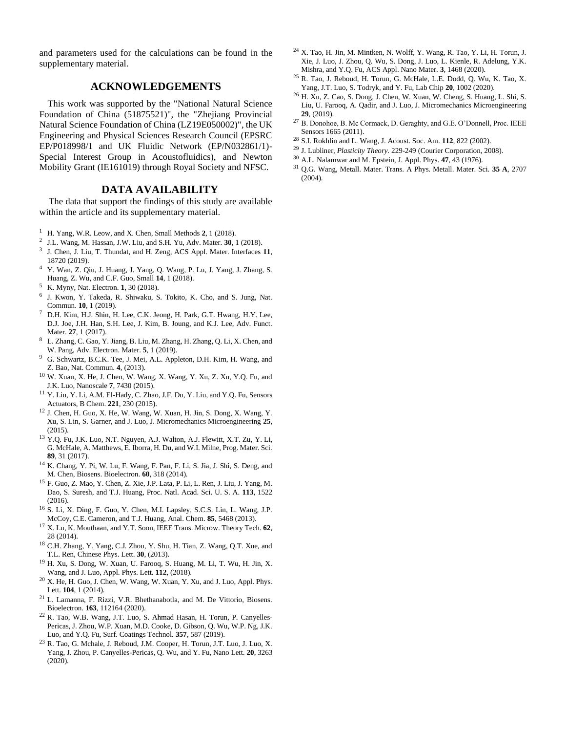and parameters used for the calculations can be found in the supplementary material.

## ACKNOWLEDGEMENTS

This work was supported by the "National Natural Science Foundation of China (51875521)", the "Zhejiang Provincial Natural Science Foundation of China (LZ19E050002)", the UK Engineering and Physical Sciences Research Council (EPSRC EP/P018998/1 and UK Fluidic Network (EP/N032861/1)-Special Interest Group in Acoustofluidics), and Newton Mobility Grant (IE161019) through Royal Society and NFSC.

## DATA AVAILABILITY

The data that support the findings of this study are available within the article and its supplementary material.

[1] H. Yang, W.R. Leow, and X. Chen, Small Methods **2**, 1 (2018).
[2] J.L. Wang, M. Hassan, J.W. Liu, and S.H. Yu, Adv. Mater. **30**, 1 (2018).
[3] J. Chen, J. Liu, T. Thundat, and H. Zeng, ACS Appl. Mater. Interfaces **11**, 18720 (2019).
[4] Y. Wan, Z. Qiu, J. Huang, J. Yang, Q. Wang, P. Lu, J. Yang, J. Zhang, S. Huang, Z. Wu, and C.F. Guo, Small **14**, 1 (2018).
[5] K. Myny, Nat. Electron. **1**, 30 (2018).
[6] J. Kwon, Y. Takeda, R. Shiwaku, S. Tokito, K. Cho, and S. Jung, Nat. Commun. **10**, 1 (2019).
[7] D.H. Kim, H.J. Shin, H. Lee, C.K. Jeong, H. Park, G.T. Hwang, H.Y. Lee, D.J. Joe, J.H. Han, S.H. Lee, J. Kim, B. Joung, and K.J. Lee, Adv. Funct. Mater. **27**, 1 (2017).
[8] L. Zhang, C. Gao, Y. Jiang, B. Liu, M. Zhang, H. Zhang, Q. Li, X. Chen, and W. Pang, Adv. Electron. Mater. **5**, 1 (2019).
[9] G. Schwartz, B.C.K. Tee, J. Mei, A.L. Appleton, D.H. Kim, H. Wang, and Z. Bao, Nat. Commun. **4**, (2013).
[10] W. Xuan, X. He, J. Chen, W. Wang, X. Wang, Y. Xu, Z. Xu, Y.Q. Fu, and J.K. Luo, Nanoscale **7**, 7430 (2015).
[11] Y. Liu, Y. Li, A.M. El-Hady, C. Zhao, J.F. Du, Y. Liu, and Y.Q. Fu, Sensors Actuators, B Chem. **221**, 230 (2015).
[12] J. Chen, H. Guo, X. He, W. Wang, W. Xuan, H. Jin, S. Dong, X. Wang, Y. Xu, S. Lin, S. Garner, and J. Luo, J. Micromechanics Microengineering **25**, (2015).
[13] Y.Q. Fu, J.K. Luo, N.T. Nguyen, A.J. Walton, A.J. Flewitt, X.T. Zu, Y. Li, G. McHale, A. Matthews, E. Iborra, H. Du, and W.I. Milne, Prog. Mater. Sci. **89**, 31 (2017).
[14] K. Chang, Y. Pi, W. Lu, F. Wang, F. Pan, F. Li, S. Jia, J. Shi, S. Deng, and M. Chen, Biosens. Bioelectron. **60**, 318 (2014).
[15] F. Guo, Z. Mao, Y. Chen, Z. Xie, J.P. Lata, P. Li, L. Ren, J. Liu, J. Yang, M. Dao, S. Suresh, and T.J. Huang, Proc. Natl. Acad. Sci. U. S. A. **113**, 1522 (2016).
[16] S. Li, X. Ding, F. Guo, Y. Chen, M.I. Lapsley, S.C.S. Lin, L. Wang, J.P. McCoy, C.E. Cameron, and T.J. Huang, Anal. Chem. **85**, 5468 (2013).
[17] X. Lu, K. Mouthaan, and Y.T. Soon, IEEE Trans. Microw. Theory Tech. **62**, 28 (2014).
[18] C.H. Zhang, Y. Yang, C.J. Zhou, Y. Shu, H. Tian, Z. Wang, Q.T. Xue, and T.L. Ren, Chinese Phys. Lett. **30**, (2013).
[19] H. Xu, S. Dong, W. Xuan, U. Farooq, S. Huang, M. Li, T. Wu, H. Jin, X. Wang, and J. Luo, Appl. Phys. Lett. **112**, (2018).
[20] X. He, H. Guo, J. Chen, W. Wang, W. Xuan, Y. Xu, and J. Luo, Appl. Phys. Lett. **104**, 1 (2014).
[21] L. Lamanna, F. Rizzi, V.R. Bhethanabotla, and M. De Vittorio, Biosens. Bioelectron. **163**, 112164 (2020).
[22] R. Tao, W.B. Wang, J.T. Luo, S. Ahmad Hasan, H. Torun, P. Canyelles-Pericas, J. Zhou, W.P. Xuan, M.D. Cooke, D. Gibson, Q. Wu, W.P. Ng, J.K. Luo, and Y.Q. Fu, Surf. Coatings Technol. **357**, 587 (2019).
[23] R. Tao, G. Mchale, J. Reboud, J.M. Cooper, H. Torun, J.T. Luo, J. Luo, X. Yang, J. Zhou, P. Canyelles-Pericas, Q. Wu, and Y. Fu, Nano Lett. **20**, 3263 (2020).
[24] X. Tao, H. Jin, M. Mintken, N. Wolff, Y. Wang, R. Tao, Y. Li, H. Torun, J. Xie, J. Luo, J. Zhou, Q. Wu, S. Dong, J. Luo, L. Kienle, R. Adelung, Y.K. Mishra, and Y.Q. Fu, ACS Appl. Nano Mater. **3**, 1468 (2020).
[25] R. Tao, J. Reboud, H. Torun, G. McHale, L.E. Dodd, Q. Wu, K. Tao, X. Yang, J.T. Luo, S. Todryk, and Y. Fu, Lab Chip **20**, 1002 (2020).
[26] H. Xu, Z. Cao, S. Dong, J. Chen, W. Xuan, W. Cheng, S. Huang, L. Shi, S. Liu, U. Farooq, A. Qadir, and J. Luo, J. Micromechanics Microengineering **29**, (2019).
[27] B. Donohoe, B. Mc Cormack, D. Geraghty, and G.E. O'Donnell, Proc. IEEE Sensors 1665 (2011).
[28] S.I. Rokhlin and L. Wang, J. Acoust. Soc. Am. **112**, 822 (2002).
[29] J. Lubliner, *Plasticity Theory.* 229-249 (Courier Corporation, 2008).
[30] A.L. Nalamwar and M. Epstein, J. Appl. Phys. **47**, 43 (1976).
[31] Q.G. Wang, Metall. Mater. Trans. A Phys. Metall. Mater. Sci. **35 A**, 2707 (2004).